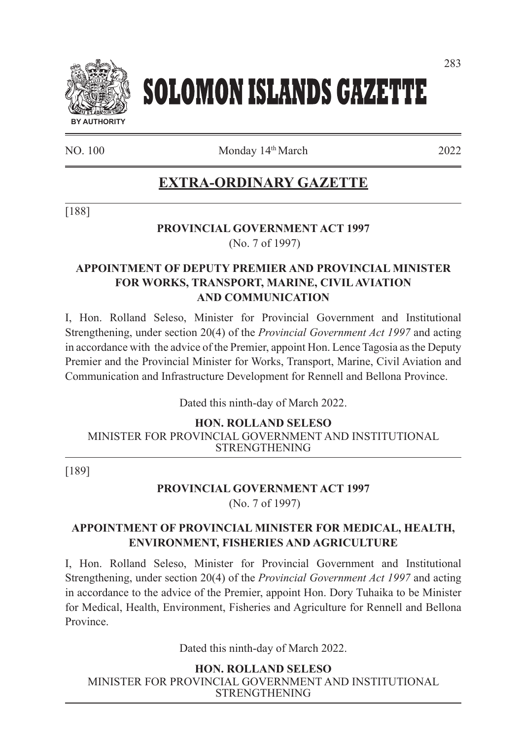# SOLOMON ISLANDS GAZETTE

BY AUTHORITY

NO. 100 Monday 14th March 2022

## EXTRA-ORDINARY GAZETTE

[188]

**PROVINCIAL GOVERNMENT ACT 1997**
(No. 7 of 1997)

**APPOINTMENT OF DEPUTY PREMIER AND PROVINCIAL MINISTER FOR WORKS, TRANSPORT, MARINE, CIVIL AVIATION AND COMMUNICATION**

I, Hon. Rolland Seleso, Minister for Provincial Government and Institutional Strengthening, under section 20(4) of the *Provincial Government Act 1997* and acting in accordance with the advice of the Premier, appoint Hon. Lence Tagosia as the Deputy Premier and the Provincial Minister for Works, Transport, Marine, Civil Aviation and Communication and Infrastructure Development for Rennell and Bellona Province.

Dated this ninth-day of March 2022.

**HON. ROLLAND SELESO**
MINISTER FOR PROVINCIAL GOVERNMENT AND INSTITUTIONAL STRENGTHENING

[189]

**PROVINCIAL GOVERNMENT ACT 1997**
(No. 7 of 1997)

**APPOINTMENT OF PROVINCIAL MINISTER FOR MEDICAL, HEALTH, ENVIRONMENT, FISHERIES AND AGRICULTURE**

I, Hon. Rolland Seleso, Minister for Provincial Government and Institutional Strengthening, under section 20(4) of the *Provincial Government Act 1997* and acting in accordance to the advice of the Premier, appoint Hon. Dory Tuhaika to be Minister for Medical, Health, Environment, Fisheries and Agriculture for Rennell and Bellona Province.

Dated this ninth-day of March 2022.

**HON. ROLLAND SELESO**
MINISTER FOR PROVINCIAL GOVERNMENT AND INSTITUTIONAL STRENGTHENING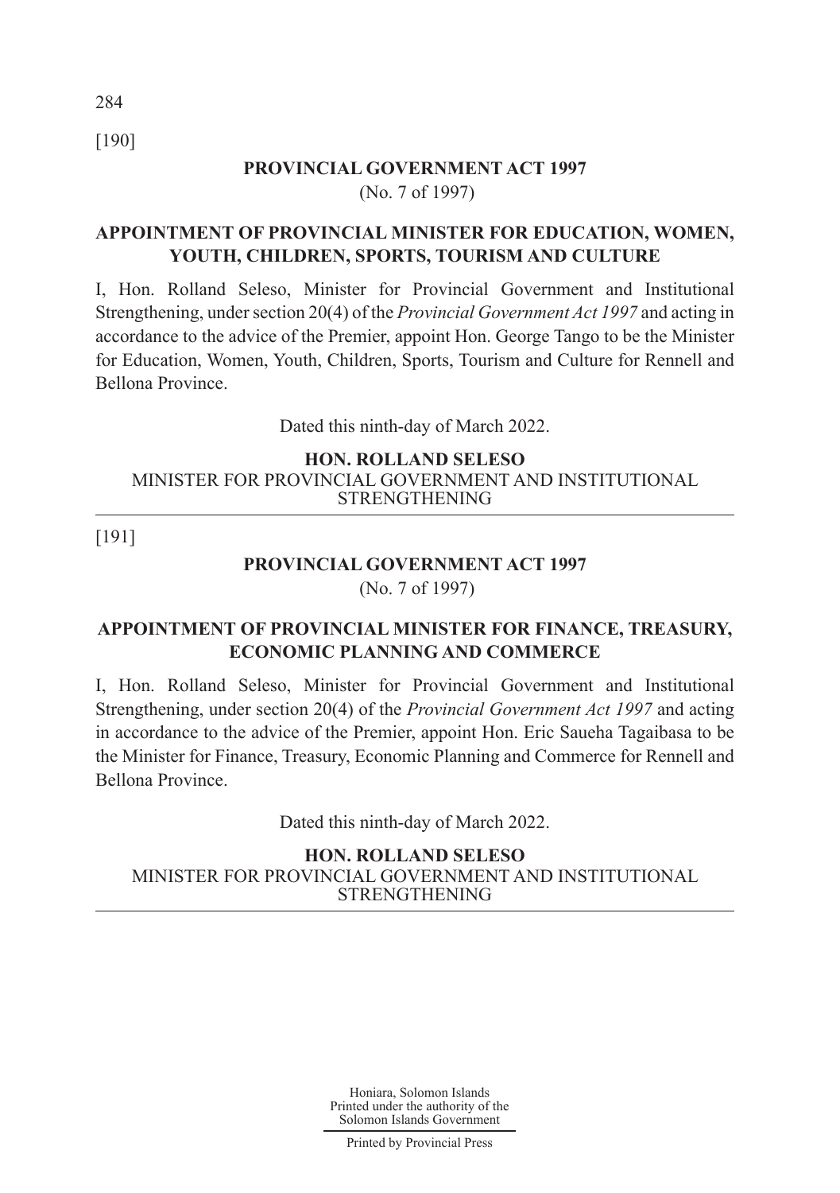[190]

## PROVINCIAL GOVERNMENT ACT 1997

(No. 7 of 1997)

### APPOINTMENT OF PROVINCIAL MINISTER FOR EDUCATION, WOMEN, YOUTH, CHILDREN, SPORTS, TOURISM AND CULTURE

I, Hon. Rolland Seleso, Minister for Provincial Government and Institutional Strengthening, under section 20(4) of the *Provincial Government Act 1997* and acting in accordance to the advice of the Premier, appoint Hon. George Tango to be the Minister for Education, Women, Youth, Children, Sports, Tourism and Culture for Rennell and Bellona Province.

Dated this ninth-day of March 2022.

**HON. ROLLAND SELESO**
MINISTER FOR PROVINCIAL GOVERNMENT AND INSTITUTIONAL STRENGTHENING

---

[191]

## PROVINCIAL GOVERNMENT ACT 1997

(No. 7 of 1997)

### APPOINTMENT OF PROVINCIAL MINISTER FOR FINANCE, TREASURY, ECONOMIC PLANNING AND COMMERCE

I, Hon. Rolland Seleso, Minister for Provincial Government and Institutional Strengthening, under section 20(4) of the *Provincial Government Act 1997* and acting in accordance to the advice of the Premier, appoint Hon. Eric Saueha Tagaibasa to be the Minister for Finance, Treasury, Economic Planning and Commerce for Rennell and Bellona Province.

Dated this ninth-day of March 2022.

**HON. ROLLAND SELESO**
MINISTER FOR PROVINCIAL GOVERNMENT AND INSTITUTIONAL STRENGTHENING

---

Honiara, Solomon Islands
Printed under the authority of the
Solomon Islands Government

Printed by Provincial Press